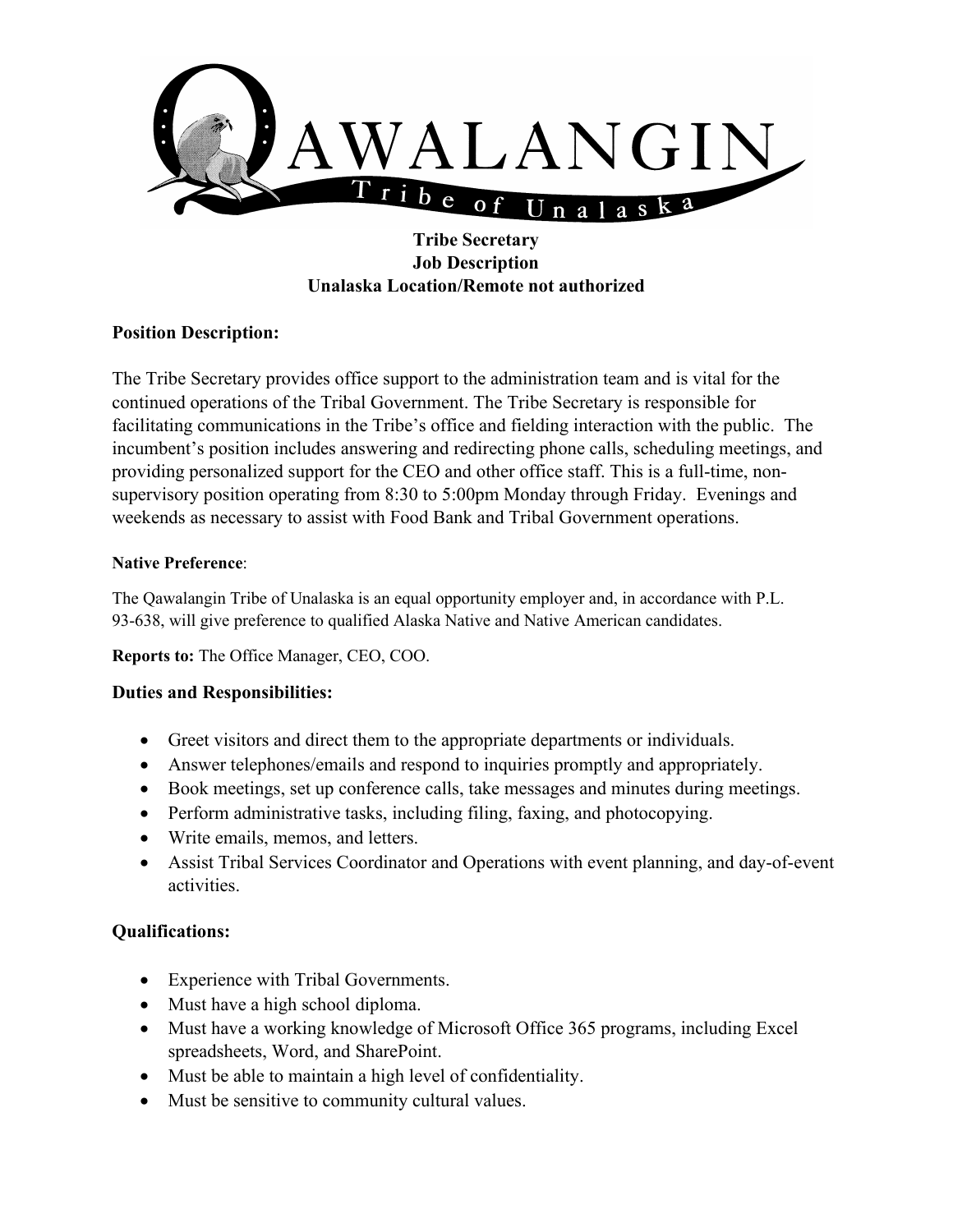# Qawalangin Tribe of Unalaska

**Tribe Secretary**
**Job Description**
**Unalaska Location/Remote not authorized**

## Position Description:

The Tribe Secretary provides office support to the administration team and is vital for the continued operations of the Tribal Government. The Tribe Secretary is responsible for facilitating communications in the Tribe's office and fielding interaction with the public. The incumbent's position includes answering and redirecting phone calls, scheduling meetings, and providing personalized support for the CEO and other office staff. This is a full-time, non-supervisory position operating from 8:30 to 5:00pm Monday through Friday. Evenings and weekends as necessary to assist with Food Bank and Tribal Government operations.

**Native Preference**:

The Qawalangin Tribe of Unalaska is an equal opportunity employer and, in accordance with P.L. 93-638, will give preference to qualified Alaska Native and Native American candidates.

**Reports to:** The Office Manager, CEO, COO.

## Duties and Responsibilities:

- Greet visitors and direct them to the appropriate departments or individuals.
- Answer telephones/emails and respond to inquiries promptly and appropriately.
- Book meetings, set up conference calls, take messages and minutes during meetings.
- Perform administrative tasks, including filing, faxing, and photocopying.
- Write emails, memos, and letters.
- Assist Tribal Services Coordinator and Operations with event planning, and day-of-event activities.

## Qualifications:

- Experience with Tribal Governments.
- Must have a high school diploma.
- Must have a working knowledge of Microsoft Office 365 programs, including Excel spreadsheets, Word, and SharePoint.
- Must be able to maintain a high level of confidentiality.
- Must be sensitive to community cultural values.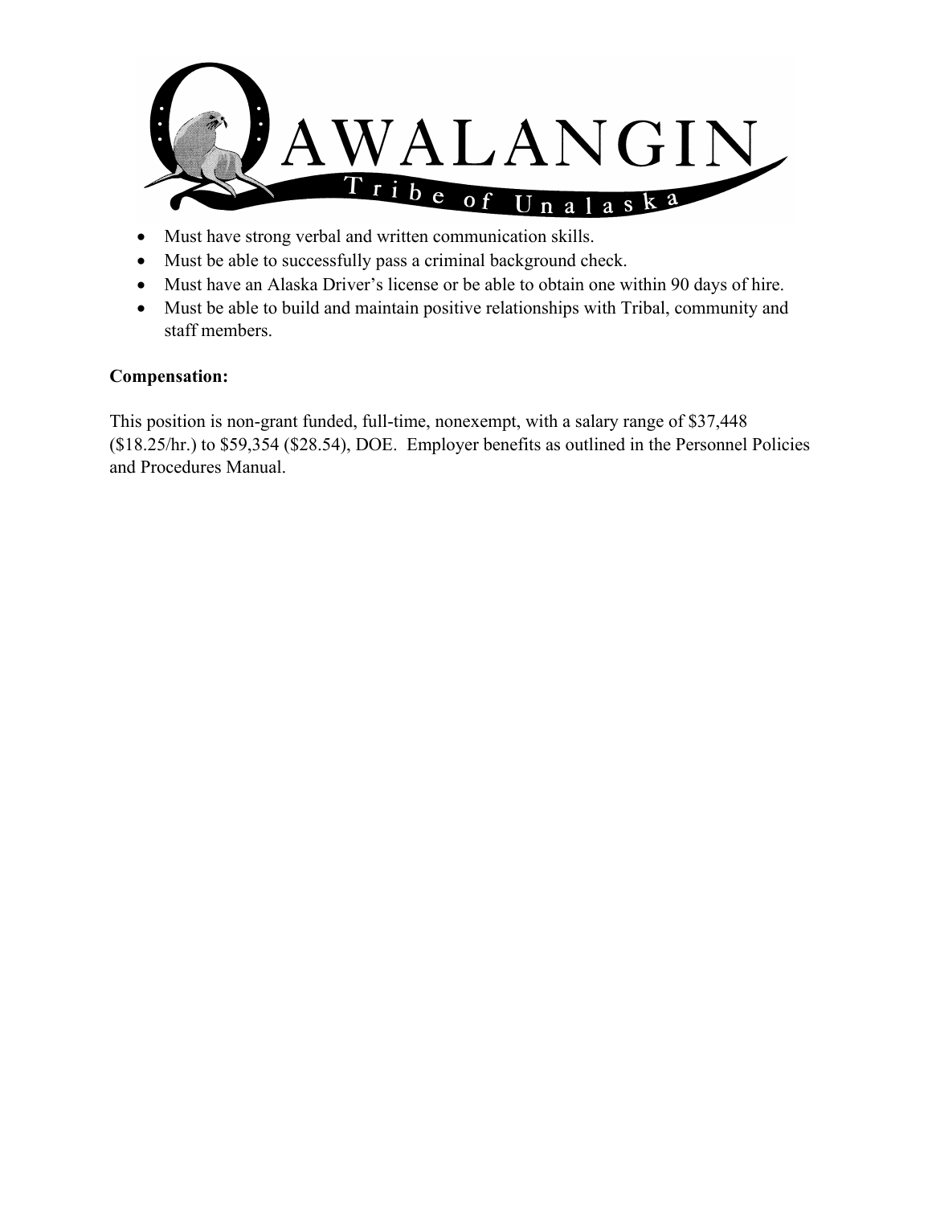- Must have strong verbal and written communication skills.
- Must be able to successfully pass a criminal background check.
- Must have an Alaska Driver's license or be able to obtain one within 90 days of hire.
- Must be able to build and maintain positive relationships with Tribal, community and staff members.

**Compensation:**

This position is non-grant funded, full-time, nonexempt, with a salary range of $37,448 ($18.25/hr.) to $59,354 ($28.54), DOE. Employer benefits as outlined in the Personnel Policies and Procedures Manual.